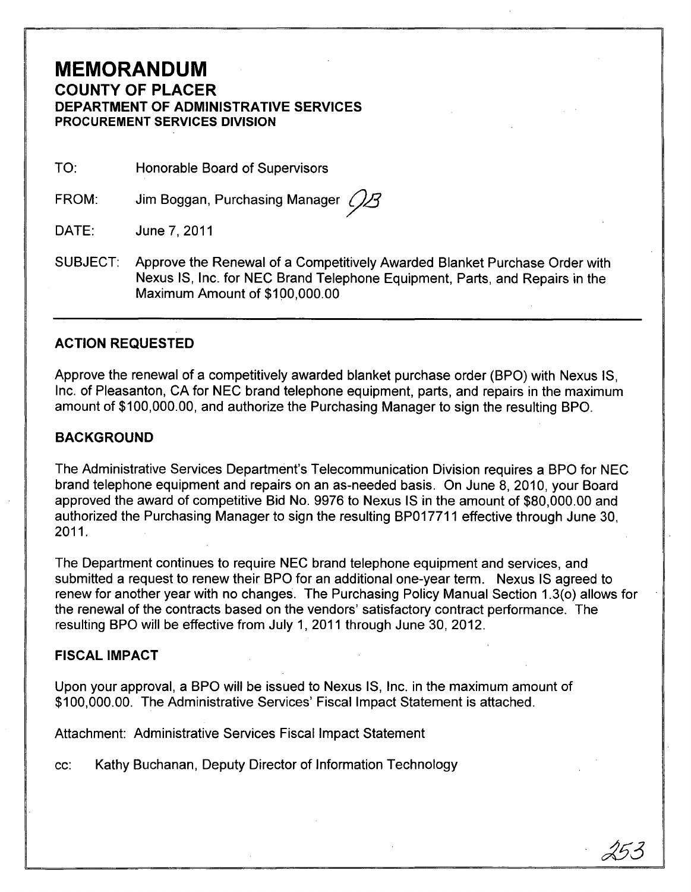# MEMORANDUM

## COUNTY OF PLACER

### DEPARTMENT OF ADMINISTRATIVE SERVICES
### PROCUREMENT SERVICES DIVISION

TO: Honorable Board of Supervisors

FROM: Jim Boggan, Purchasing Manager

DATE: June 7, 2011

SUBJECT: Approve the Renewal of a Competitively Awarded Blanket Purchase Order with Nexus IS, Inc. for NEC Brand Telephone Equipment, Parts, and Repairs in the Maximum Amount of $100,000.00

---

## ACTION REQUESTED

Approve the renewal of a competitively awarded blanket purchase order (BPO) with Nexus IS, Inc. of Pleasanton, CA for NEC brand telephone equipment, parts, and repairs in the maximum amount of $100,000.00, and authorize the Purchasing Manager to sign the resulting BPO.

## BACKGROUND

The Administrative Services Department's Telecommunication Division requires a BPO for NEC brand telephone equipment and repairs on an as-needed basis. On June 8, 2010, your Board approved the award of competitive Bid No. 9976 to Nexus IS in the amount of $80,000.00 and authorized the Purchasing Manager to sign the resulting BP017711 effective through June 30, 2011.

The Department continues to require NEC brand telephone equipment and services, and submitted a request to renew their BPO for an additional one-year term. Nexus IS agreed to renew for another year with no changes. The Purchasing Policy Manual Section 1.3(o) allows for the renewal of the contracts based on the vendors' satisfactory contract performance. The resulting BPO will be effective from July 1, 2011 through June 30, 2012.

## FISCAL IMPACT

Upon your approval, a BPO will be issued to Nexus IS, Inc. in the maximum amount of $100,000.00. The Administrative Services' Fiscal Impact Statement is attached.

Attachment: Administrative Services Fiscal Impact Statement

cc: Kathy Buchanan, Deputy Director of Information Technology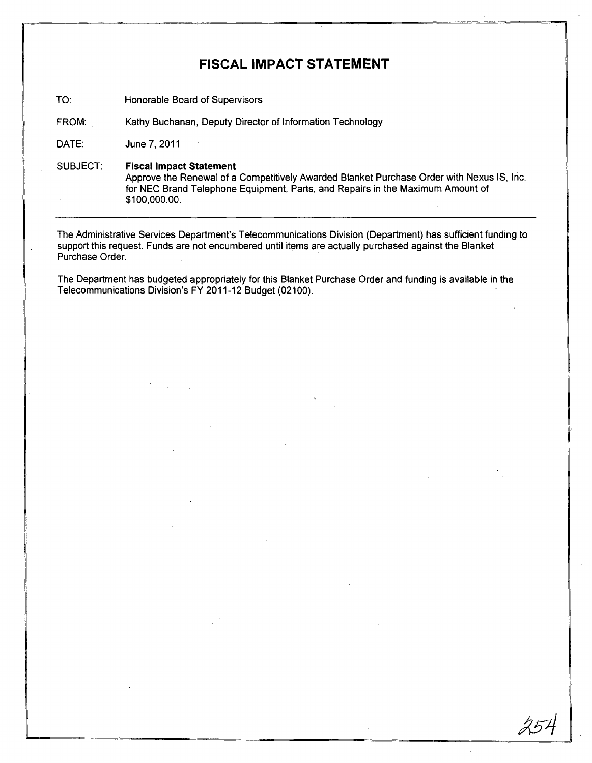# FISCAL IMPACT STATEMENT

TO: Honorable Board of Supervisors

FROM: Kathy Buchanan, Deputy Director of Information Technology

DATE: June 7, 2011

SUBJECT: **Fiscal Impact Statement**
Approve the Renewal of a Competitively Awarded Blanket Purchase Order with Nexus IS, Inc. for NEC Brand Telephone Equipment, Parts, and Repairs in the Maximum Amount of $100,000.00.

---

The Administrative Services Department's Telecommunications Division (Department) has sufficient funding to support this request. Funds are not encumbered until items are actually purchased against the Blanket Purchase Order.

The Department has budgeted appropriately for this Blanket Purchase Order and funding is available in the Telecommunications Division's FY 2011-12 Budget (02100).